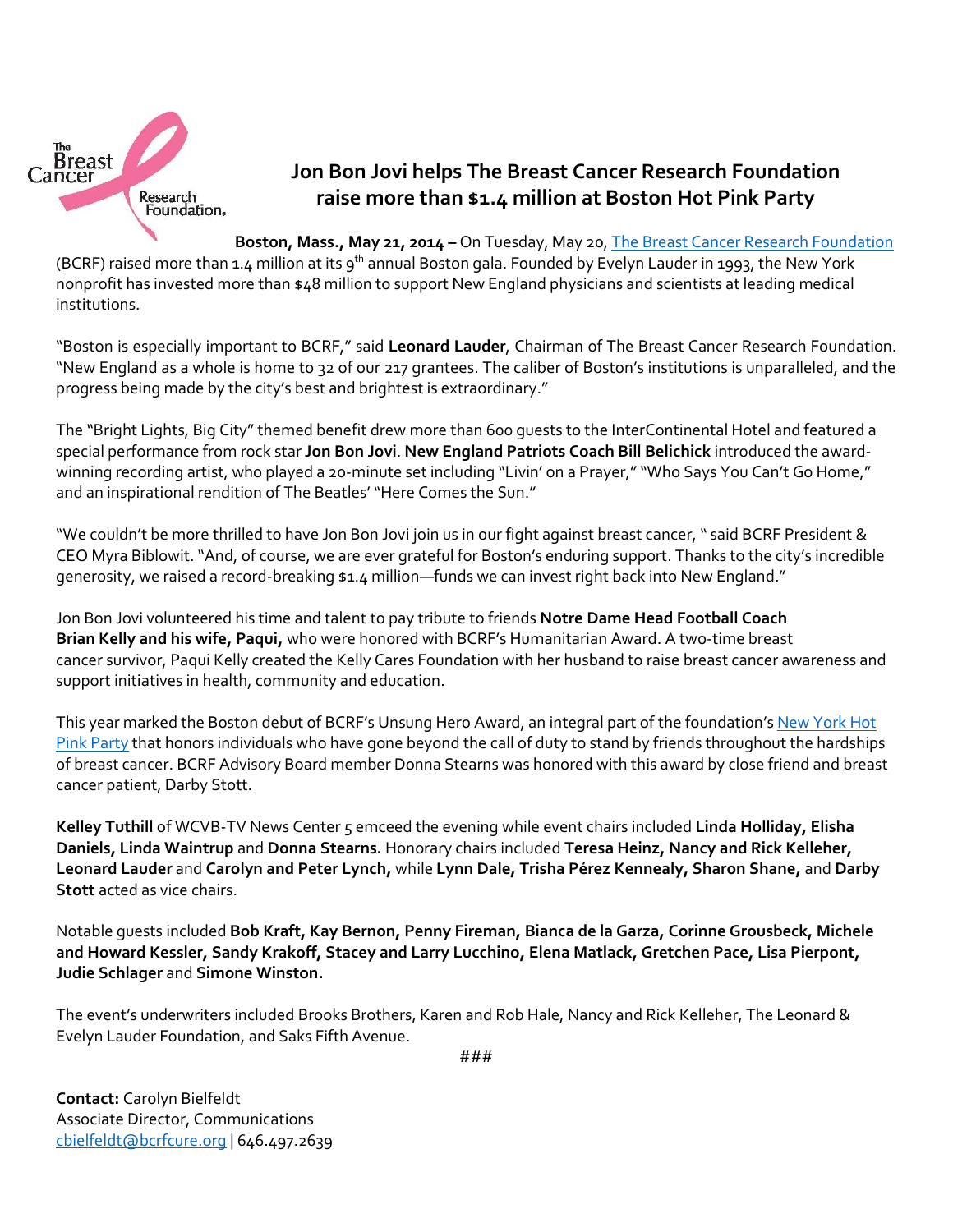The Breast Cancer Research Foundation

# Jon Bon Jovi helps The Breast Cancer Research Foundation raise more than $1.4 million at Boston Hot Pink Party

**Boston, Mass., May 21, 2014 –** On Tuesday, May 20, The Breast Cancer Research Foundation (BCRF) raised more than 1.4 million at its 9th annual Boston gala. Founded by Evelyn Lauder in 1993, the New York nonprofit has invested more than $48 million to support New England physicians and scientists at leading medical institutions.

"Boston is especially important to BCRF," said **Leonard Lauder**, Chairman of The Breast Cancer Research Foundation. "New England as a whole is home to 32 of our 217 grantees. The caliber of Boston's institutions is unparalleled, and the progress being made by the city's best and brightest is extraordinary."

The "Bright Lights, Big City" themed benefit drew more than 600 guests to the InterContinental Hotel and featured a special performance from rock star **Jon Bon Jovi**. **New England Patriots Coach Bill Belichick** introduced the award-winning recording artist, who played a 20-minute set including "Livin' on a Prayer," "Who Says You Can't Go Home," and an inspirational rendition of The Beatles' "Here Comes the Sun."

"We couldn't be more thrilled to have Jon Bon Jovi join us in our fight against breast cancer, " said BCRF President & CEO Myra Biblowit. "And, of course, we are ever grateful for Boston's enduring support. Thanks to the city's incredible generosity, we raised a record-breaking $1.4 million—funds we can invest right back into New England."

Jon Bon Jovi volunteered his time and talent to pay tribute to friends **Notre Dame Head Football Coach Brian Kelly and his wife, Paqui,** who were honored with BCRF's Humanitarian Award. A two-time breast cancer survivor, Paqui Kelly created the Kelly Cares Foundation with her husband to raise breast cancer awareness and support initiatives in health, community and education.

This year marked the Boston debut of BCRF's Unsung Hero Award, an integral part of the foundation's New York Hot Pink Party that honors individuals who have gone beyond the call of duty to stand by friends throughout the hardships of breast cancer. BCRF Advisory Board member Donna Stearns was honored with this award by close friend and breast cancer patient, Darby Stott.

**Kelley Tuthill** of WCVB-TV News Center 5 emceed the evening while event chairs included **Linda Holliday, Elisha Daniels, Linda Waintrup** and **Donna Stearns.** Honorary chairs included **Teresa Heinz, Nancy and Rick Kelleher, Leonard Lauder** and **Carolyn and Peter Lynch,** while **Lynn Dale, Trisha Pérez Kennealy, Sharon Shane,** and **Darby Stott** acted as vice chairs.

Notable guests included **Bob Kraft, Kay Bernon, Penny Fireman, Bianca de la Garza, Corinne Grousbeck, Michele and Howard Kessler, Sandy Krakoff, Stacey and Larry Lucchino, Elena Matlack, Gretchen Pace, Lisa Pierpont, Judie Schlager** and **Simone Winston.**

The event's underwriters included Brooks Brothers, Karen and Rob Hale, Nancy and Rick Kelleher, The Leonard & Evelyn Lauder Foundation, and Saks Fifth Avenue.

###

**Contact:** Carolyn Bielfeldt
Associate Director, Communications
cbielfeldt@bcrfcure.org | 646.497.2639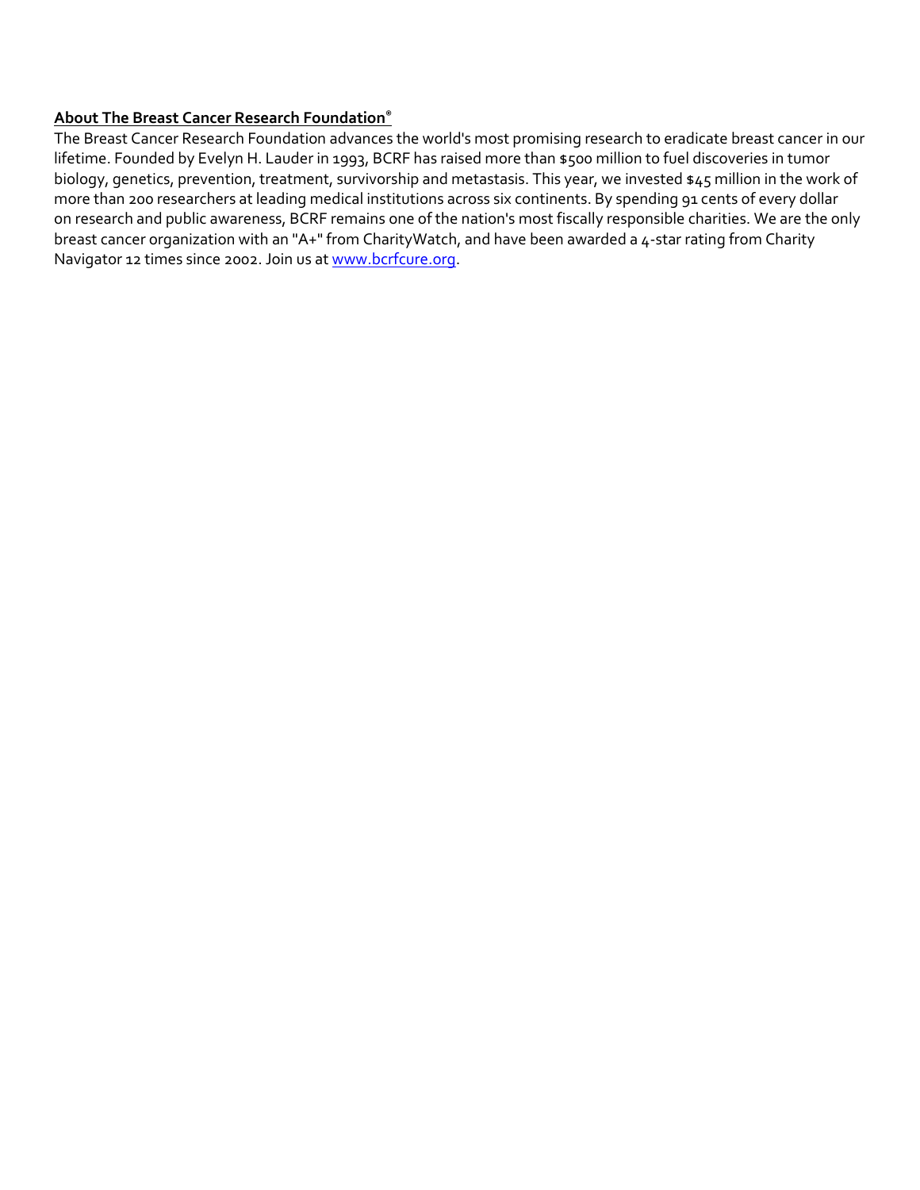**About The Breast Cancer Research Foundation®**

The Breast Cancer Research Foundation advances the world's most promising research to eradicate breast cancer in our lifetime. Founded by Evelyn H. Lauder in 1993, BCRF has raised more than $500 million to fuel discoveries in tumor biology, genetics, prevention, treatment, survivorship and metastasis. This year, we invested $45 million in the work of more than 200 researchers at leading medical institutions across six continents. By spending 91 cents of every dollar on research and public awareness, BCRF remains one of the nation's most fiscally responsible charities. We are the only breast cancer organization with an "A+" from CharityWatch, and have been awarded a 4-star rating from Charity Navigator 12 times since 2002. Join us at [www.bcrfcure.org](http://www.bcrfcure.org).